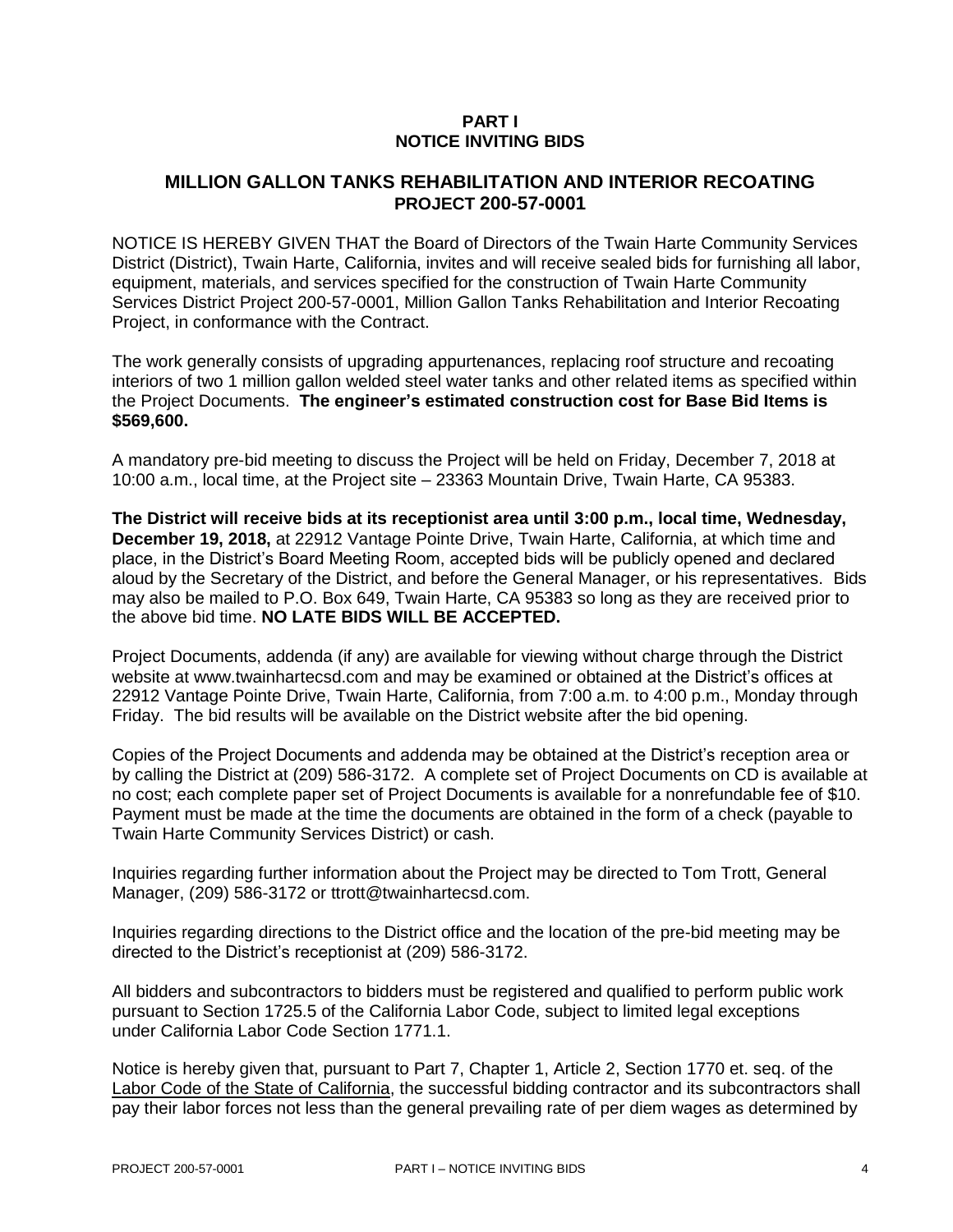# PART I
# NOTICE INVITING BIDS

## MILLION GALLON TANKS REHABILITATION AND INTERIOR RECOATING PROJECT 200-57-0001

NOTICE IS HEREBY GIVEN THAT the Board of Directors of the Twain Harte Community Services District (District), Twain Harte, California, invites and will receive sealed bids for furnishing all labor, equipment, materials, and services specified for the construction of Twain Harte Community Services District Project 200-57-0001, Million Gallon Tanks Rehabilitation and Interior Recoating Project, in conformance with the Contract.

The work generally consists of upgrading appurtenances, replacing roof structure and recoating interiors of two 1 million gallon welded steel water tanks and other related items as specified within the Project Documents. **The engineer's estimated construction cost for Base Bid Items is $569,600.**

A mandatory pre-bid meeting to discuss the Project will be held on Friday, December 7, 2018 at 10:00 a.m., local time, at the Project site – 23363 Mountain Drive, Twain Harte, CA 95383.

**The District will receive bids at its receptionist area until 3:00 p.m., local time, Wednesday, December 19, 2018,** at 22912 Vantage Pointe Drive, Twain Harte, California, at which time and place, in the District's Board Meeting Room, accepted bids will be publicly opened and declared aloud by the Secretary of the District, and before the General Manager, or his representatives. Bids may also be mailed to P.O. Box 649, Twain Harte, CA 95383 so long as they are received prior to the above bid time. **NO LATE BIDS WILL BE ACCEPTED.**

Project Documents, addenda (if any) are available for viewing without charge through the District website at www.twainhartecsd.com and may be examined or obtained at the District's offices at 22912 Vantage Pointe Drive, Twain Harte, California, from 7:00 a.m. to 4:00 p.m., Monday through Friday. The bid results will be available on the District website after the bid opening.

Copies of the Project Documents and addenda may be obtained at the District's reception area or by calling the District at (209) 586-3172. A complete set of Project Documents on CD is available at no cost; each complete paper set of Project Documents is available for a nonrefundable fee of $10. Payment must be made at the time the documents are obtained in the form of a check (payable to Twain Harte Community Services District) or cash.

Inquiries regarding further information about the Project may be directed to Tom Trott, General Manager, (209) 586-3172 or ttrott@twainhartecsd.com.

Inquiries regarding directions to the District office and the location of the pre-bid meeting may be directed to the District's receptionist at (209) 586-3172.

All bidders and subcontractors to bidders must be registered and qualified to perform public work pursuant to Section 1725.5 of the California Labor Code, subject to limited legal exceptions under California Labor Code Section 1771.1.

Notice is hereby given that, pursuant to Part 7, Chapter 1, Article 2, Section 1770 et. seq. of the Labor Code of the State of California, the successful bidding contractor and its subcontractors shall pay their labor forces not less than the general prevailing rate of per diem wages as determined by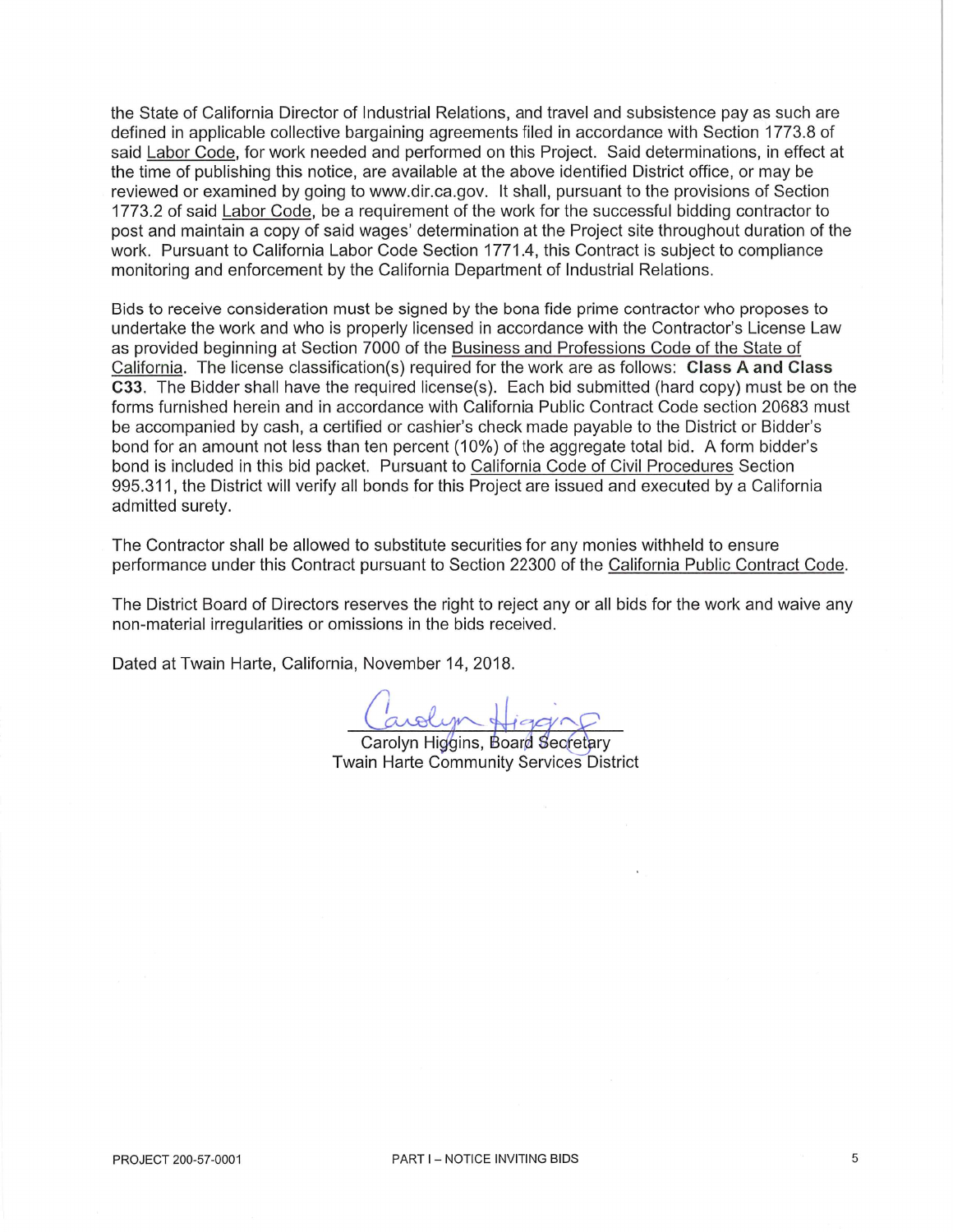the State of California Director of Industrial Relations, and travel and subsistence pay as such are defined in applicable collective bargaining agreements filed in accordance with Section 1773.8 of said Labor Code, for work needed and performed on this Project. Said determinations, in effect at the time of publishing this notice, are available at the above identified District office, or may be reviewed or examined by going to www.dir.ca.gov. It shall, pursuant to the provisions of Section 1773.2 of said Labor Code, be a requirement of the work for the successful bidding contractor to post and maintain a copy of said wages' determination at the Project site throughout duration of the work. Pursuant to California Labor Code Section 1771.4, this Contract is subject to compliance monitoring and enforcement by the California Department of Industrial Relations.

Bids to receive consideration must be signed by the bona fide prime contractor who proposes to undertake the work and who is properly licensed in accordance with the Contractor's License Law as provided beginning at Section 7000 of the Business and Professions Code of the State of California. The license classification(s) required for the work are as follows: **Class A and Class C33**. The Bidder shall have the required license(s). Each bid submitted (hard copy) must be on the forms furnished herein and in accordance with California Public Contract Code section 20683 must be accompanied by cash, a certified or cashier's check made payable to the District or Bidder's bond for an amount not less than ten percent (10%) of the aggregate total bid. A form bidder's bond is included in this bid packet. Pursuant to California Code of Civil Procedures Section 995.311, the District will verify all bonds for this Project are issued and executed by a California admitted surety.

The Contractor shall be allowed to substitute securities for any monies withheld to ensure performance under this Contract pursuant to Section 22300 of the California Public Contract Code.

The District Board of Directors reserves the right to reject any or all bids for the work and waive any non-material irregularities or omissions in the bids received.

Dated at Twain Harte, California, November 14, 2018.

Carolyn Higgins

Carolyn Higgins, Board Secretary
Twain Harte Community Services District